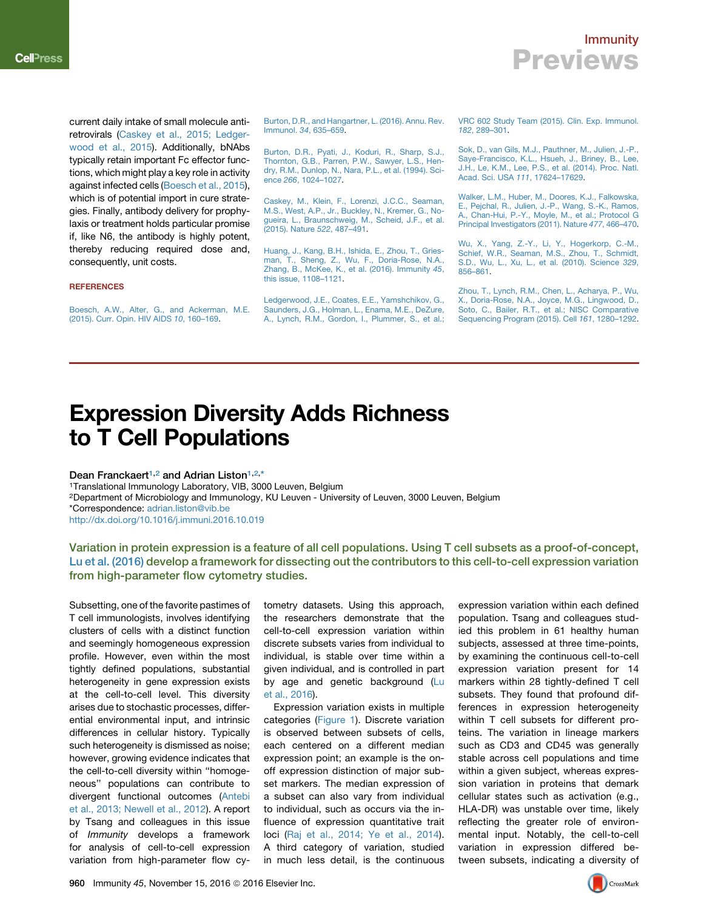current daily intake of small molecule antiretrovirals (Caskey et al., 2015; Ledgerwood et al., 2015). Additionally, bNAbs typically retain important Fc effector functions, which might play a key role in activity against infected cells (Boesch et al., 2015), which is of potential import in cure strategies. Finally, antibody delivery for prophylaxis or treatment holds particular promise if, like N6, the antibody is highly potent, thereby reducing required dose and, consequently, unit costs.

## REFERENCES

Boesch, A.W., Alter, G., and Ackerman, M.E. (2015). Curr. Opin. HIV AIDS *10*, 160–169.

Burton, D.R., and Hangartner, L. (2016). Annu. Rev. Immunol. *34*, 635–659.

Burton, D.R., Pyati, J., Koduri, R., Sharp, S.J., Thornton, G.B., Parren, P.W., Sawyer, L.S., Hendry, R.M., Dunlop, N., Nara, P.L., et al. (1994). Science *266*, 1024–1027.

Caskey, M., Klein, F., Lorenzi, J.C.C., Seaman, M.S., West, A.P., Jr., Buckley, N., Kremer, G., Nogueira, L., Braunschweig, M., Scheid, J.F., et al. (2015). Nature *522*, 487–491.

Huang, J., Kang, B.H., Ishida, E., Zhou, T., Griesman, T., Sheng, Z., Wu, F., Doria-Rose, N.A., Zhang, B., McKee, K., et al. (2016). Immunity *45*, this issue, 1108–1121.

Ledgerwood, J.E., Coates, E.E., Yamshchikov, G., Saunders, J.G., Holman, L., Enama, M.E., DeZure, A., Lynch, R.M., Gordon, I., Plummer, S., et al.; VRC 602 Study Team (2015). Clin. Exp. Immunol. *182*, 289–301.

Sok, D., van Gils, M.J., Pauthner, M., Julien, J.-P., Saye-Francisco, K.L., Hsueh, J., Briney, B., Lee, J.H., Le, K.M., Lee, P.S., et al. (2014). Proc. Natl. Acad. Sci. USA *111*, 17624–17629.

Walker, L.M., Huber, M., Doores, K.J., Falkowska, E., Pejchal, R., Julien, J.-P., Wang, S.-K., Ramos, A., Chan-Hui, P.-Y., Moyle, M., et al.; Protocol G Principal Investigators (2011). Nature *477*, 466–470.

Wu, X., Yang, Z.-Y., Li, Y., Hogerkorp, C.-M., Schief, W.R., Seaman, M.S., Zhou, T., Schmidt, S.D., Wu, L., Xu, L., et al. (2010). Science *329*, 856–861.

Zhou, T., Lynch, R.M., Chen, L., Acharya, P., Wu, X., Doria-Rose, N.A., Joyce, M.G., Lingwood, D., Soto, C., Bailer, R.T., et al.; NISC Comparative Sequencing Program (2015). Cell *161*, 1280–1292.

# Expression Diversity Adds Richness to T Cell Populations

**Dean Franckaert[1,2] and Adrian Liston[1,2,*]**

[1]Translational Immunology Laboratory, VIB, 3000 Leuven, Belgium
[2]Department of Microbiology and Immunology, KU Leuven - University of Leuven, 3000 Leuven, Belgium
*Correspondence: adrian.liston@vib.be
http://dx.doi.org/10.1016/j.immuni.2016.10.019

**Variation in protein expression is a feature of all cell populations. Using T cell subsets as a proof-of-concept, Lu et al. (2016) develop a framework for dissecting out the contributors to this cell-to-cell expression variation from high-parameter flow cytometry studies.**

Subsetting, one of the favorite pastimes of T cell immunologists, involves identifying clusters of cells with a distinct function and seemingly homogeneous expression profile. However, even within the most tightly defined populations, substantial heterogeneity in gene expression exists at the cell-to-cell level. This diversity arises due to stochastic processes, differential environmental input, and intrinsic differences in cellular history. Typically such heterogeneity is dismissed as noise; however, growing evidence indicates that the cell-to-cell diversity within "homogeneous" populations can contribute to divergent functional outcomes (Antebi et al., 2013; Newell et al., 2012). A report by Tsang and colleagues in this issue of *Immunity* develops a framework for analysis of cell-to-cell expression variation from high-parameter flow cytometry datasets. Using this approach, the researchers demonstrate that the cell-to-cell expression variation within discrete subsets varies from individual to individual, is stable over time within a given individual, and is controlled in part by age and genetic background (Lu et al., 2016).

Expression variation exists in multiple categories (Figure 1). Discrete variation is observed between subsets of cells, each centered on a different median expression point; an example is the on-off expression distinction of major subset markers. The median expression of a subset can also vary from individual to individual, such as occurs via the influence of expression quantitative trait loci (Raj et al., 2014; Ye et al., 2014). A third category of variation, studied in much less detail, is the continuous expression variation within each defined population. Tsang and colleagues studied this problem in 61 healthy human subjects, assessed at three time-points, by examining the continuous cell-to-cell expression variation present for 14 markers within 28 tightly-defined T cell subsets. They found that profound differences in expression heterogeneity within T cell subsets for different proteins. The variation in lineage markers such as CD3 and CD45 was generally stable across cell populations and time within a given subject, whereas expression variation in proteins that demark cellular states such as activation (e.g., HLA-DR) was unstable over time, likely reflecting the greater role of environmental input. Notably, the cell-to-cell variation in expression differed between subsets, indicating a diversity of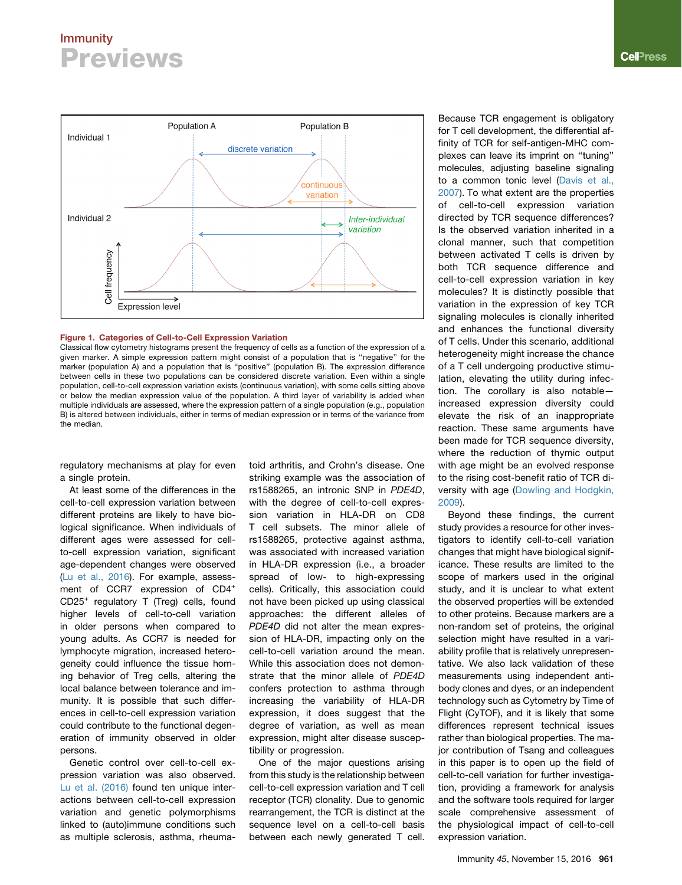**Figure 1. Categories of Cell-to-Cell Expression Variation**

Classical flow cytometry histograms present the frequency of cells as a function of the expression of a given marker. A simple expression pattern might consist of a population that is "negative" for the marker (population A) and a population that is "positive" (population B). The expression difference between cells in these two populations can be considered discrete variation. Even within a single population, cell-to-cell expression variation exists (continuous variation), with some cells sitting above or below the median expression value of the population. A third layer of variability is added when multiple individuals are assessed, where the expression pattern of a single population (e.g., population B) is altered between individuals, either in terms of median expression or in terms of the variance from the median.

regulatory mechanisms at play for even a single protein.

At least some of the differences in the cell-to-cell expression variation between different proteins are likely to have biological significance. When individuals of different ages were assessed for cell-to-cell expression variation, significant age-dependent changes were observed (Lu et al., 2016). For example, assessment of CCR7 expression of CD4$^{+}$ CD25$^{+}$ regulatory T (Treg) cells, found higher levels of cell-to-cell variation in older persons when compared to young adults. As CCR7 is needed for lymphocyte migration, increased heterogeneity could influence the tissue homing behavior of Treg cells, altering the local balance between tolerance and immunity. It is possible that such differences in cell-to-cell expression variation could contribute to the functional degeneration of immunity observed in older persons.

Genetic control over cell-to-cell expression variation was also observed. Lu et al. (2016) found ten unique interactions between cell-to-cell expression variation and genetic polymorphisms linked to (auto)immune conditions such as multiple sclerosis, asthma, rheumatoid arthritis, and Crohn's disease. One striking example was the association of rs1588265, an intronic SNP in *PDE4D*, with the degree of cell-to-cell expression variation in HLA-DR on CD8 T cell subsets. The minor allele of rs1588265, protective against asthma, was associated with increased variation in HLA-DR expression (i.e., a broader spread of low- to high-expressing cells). Critically, this association could not have been picked up using classical approaches: the different alleles of *PDE4D* did not alter the mean expression of HLA-DR, impacting only on the cell-to-cell variation around the mean. While this association does not demonstrate that the minor allele of *PDE4D* confers protection to asthma through increasing the variability of HLA-DR expression, it does suggest that the degree of variation, as well as mean expression, might alter disease susceptibility or progression.

One of the major questions arising from this study is the relationship between cell-to-cell expression variation and T cell receptor (TCR) clonality. Due to genomic rearrangement, the TCR is distinct at the sequence level on a cell-to-cell basis between each newly generated T cell. Because TCR engagement is obligatory for T cell development, the differential affinity of TCR for self-antigen-MHC complexes can leave its imprint on "tuning" molecules, adjusting baseline signaling to a common tonic level (Davis et al., 2007). To what extent are the properties of cell-to-cell expression variation directed by TCR sequence differences? Is the observed variation inherited in a clonal manner, such that competition between activated T cells is driven by both TCR sequence difference and cell-to-cell expression variation in key molecules? It is distinctly possible that variation in the expression of key TCR signaling molecules is clonally inherited and enhances the functional diversity of T cells. Under this scenario, additional heterogeneity might increase the chance of a T cell undergoing productive stimulation, elevating the utility during infection. The corollary is also notable—increased expression diversity could elevate the risk of an inappropriate reaction. These same arguments have been made for TCR sequence diversity, where the reduction of thymic output with age might be an evolved response to the rising cost-benefit ratio of TCR diversity with age (Dowling and Hodgkin, 2009).

Beyond these findings, the current study provides a resource for other investigators to identify cell-to-cell variation changes that might have biological significance. These results are limited to the scope of markers used in the original study, and it is unclear to what extent the observed properties will be extended to other proteins. Because markers are a non-random set of proteins, the original selection might have resulted in a variability profile that is relatively unrepresentative. We also lack validation of these measurements using independent antibody clones and dyes, or an independent technology such as Cytometry by Time of Flight (CyTOF), and it is likely that some differences represent technical issues rather than biological properties. The major contribution of Tsang and colleagues in this paper is to open up the field of cell-to-cell variation for further investigation, providing a framework for analysis and the software tools required for larger scale comprehensive assessment of the physiological impact of cell-to-cell expression variation.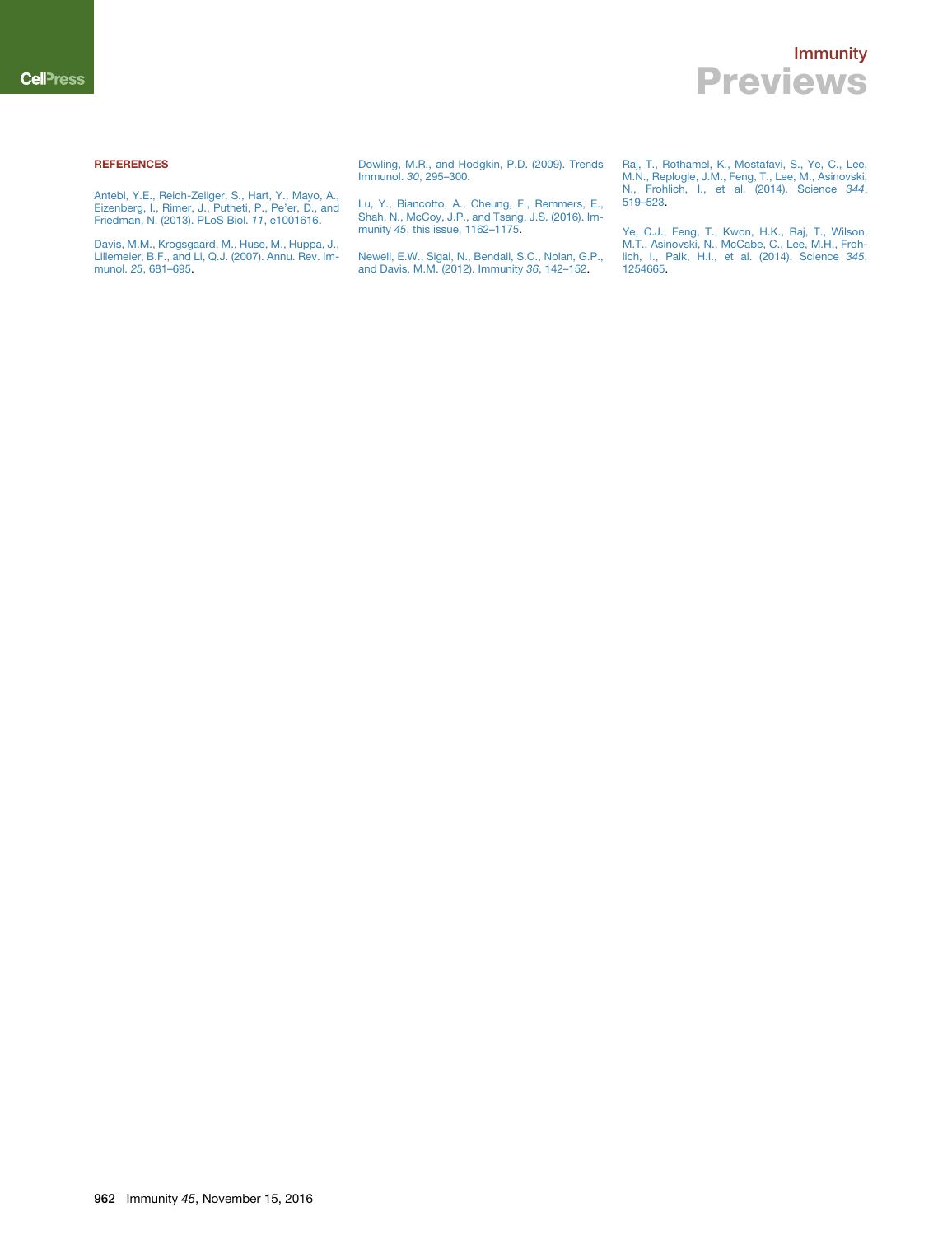## REFERENCES

Antebi, Y.E., Reich-Zeliger, S., Hart, Y., Mayo, A., Eizenberg, I., Rimer, J., Putheti, P., Pe'er, D., and Friedman, N. (2013). PLoS Biol. *11*, e1001616.

Davis, M.M., Krogsgaard, M., Huse, M., Huppa, J., Lillemeier, B.F., and Li, Q.J. (2007). Annu. Rev. Immunol. *25*, 681–695.

Dowling, M.R., and Hodgkin, P.D. (2009). Trends Immunol. *30*, 295–300.

Lu, Y., Biancotto, A., Cheung, F., Remmers, E., Shah, N., McCoy, J.P., and Tsang, J.S. (2016). Immunity *45*, this issue, 1162–1175.

Newell, E.W., Sigal, N., Bendall, S.C., Nolan, G.P., and Davis, M.M. (2012). Immunity *36*, 142–152.

Raj, T., Rothamel, K., Mostafavi, S., Ye, C., Lee, M.N., Replogle, J.M., Feng, T., Lee, M., Asinovski, N., Frohlich, I., et al. (2014). Science *344*, 519–523.

Ye, C.J., Feng, T., Kwon, H.K., Raj, T., Wilson, M.T., Asinovski, N., McCabe, C., Lee, M.H., Frohlich, I., Paik, H.I., et al. (2014). Science *345*, 1254665.